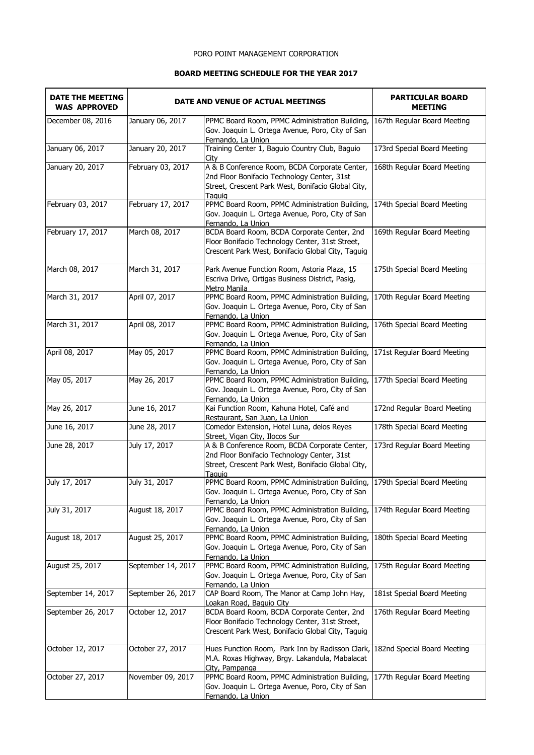PORO POINT MANAGEMENT CORPORATION

**BOARD MEETING SCHEDULE FOR THE YEAR 2017**

| DATE THE MEETING WAS APPROVED | DATE AND VENUE OF ACTUAL MEETINGS | | PARTICULAR BOARD MEETING |
|---|---|---|---|
| December 08, 2016 | January 06, 2017 | PPMC Board Room, PPMC Administration Building, Gov. Joaquin L. Ortega Avenue, Poro, City of San Fernando, La Union | 167th Regular Board Meeting |
| January 06, 2017 | January 20, 2017 | Training Center 1, Baguio Country Club, Baguio City | 173rd Special Board Meeting |
| January 20, 2017 | February 03, 2017 | A & B Conference Room, BCDA Corporate Center, 2nd Floor Bonifacio Technology Center, 31st Street, Crescent Park West, Bonifacio Global City, Taguig | 168th Regular Board Meeting |
| February 03, 2017 | February 17, 2017 | PPMC Board Room, PPMC Administration Building, Gov. Joaquin L. Ortega Avenue, Poro, City of San Fernando, La Union | 174th Special Board Meeting |
| February 17, 2017 | March 08, 2017 | BCDA Board Room, BCDA Corporate Center, 2nd Floor Bonifacio Technology Center, 31st Street, Crescent Park West, Bonifacio Global City, Taguig | 169th Regular Board Meeting |
| March 08, 2017 | March 31, 2017 | Park Avenue Function Room, Astoria Plaza, 15 Escriva Drive, Ortigas Business District, Pasig, Metro Manila | 175th Special Board Meeting |
| March 31, 2017 | April 07, 2017 | PPMC Board Room, PPMC Administration Building, Gov. Joaquin L. Ortega Avenue, Poro, City of San Fernando, La Union | 170th Regular Board Meeting |
| March 31, 2017 | April 08, 2017 | PPMC Board Room, PPMC Administration Building, Gov. Joaquin L. Ortega Avenue, Poro, City of San Fernando, La Union | 176th Special Board Meeting |
| April 08, 2017 | May 05, 2017 | PPMC Board Room, PPMC Administration Building, Gov. Joaquin L. Ortega Avenue, Poro, City of San Fernando, La Union | 171st Regular Board Meeting |
| May 05, 2017 | May 26, 2017 | PPMC Board Room, PPMC Administration Building, Gov. Joaquin L. Ortega Avenue, Poro, City of San Fernando, La Union | 177th Special Board Meeting |
| May 26, 2017 | June 16, 2017 | Kai Function Room, Kahuna Hotel, Café and Restaurant, San Juan, La Union | 172nd Regular Board Meeting |
| June 16, 2017 | June 28, 2017 | Comedor Extension, Hotel Luna, delos Reyes Street, Vigan City, Ilocos Sur | 178th Special Board Meeting |
| June 28, 2017 | July 17, 2017 | A & B Conference Room, BCDA Corporate Center, 2nd Floor Bonifacio Technology Center, 31st Street, Crescent Park West, Bonifacio Global City, Taguig | 173rd Regular Board Meeting |
| July 17, 2017 | July 31, 2017 | PPMC Board Room, PPMC Administration Building, Gov. Joaquin L. Ortega Avenue, Poro, City of San Fernando, La Union | 179th Special Board Meeting |
| July 31, 2017 | August 18, 2017 | PPMC Board Room, PPMC Administration Building, Gov. Joaquin L. Ortega Avenue, Poro, City of San Fernando, La Union | 174th Regular Board Meeting |
| August 18, 2017 | August 25, 2017 | PPMC Board Room, PPMC Administration Building, Gov. Joaquin L. Ortega Avenue, Poro, City of San Fernando, La Union | 180th Special Board Meeting |
| August 25, 2017 | September 14, 2017 | PPMC Board Room, PPMC Administration Building, Gov. Joaquin L. Ortega Avenue, Poro, City of San Fernando, La Union | 175th Regular Board Meeting |
| September 14, 2017 | September 26, 2017 | CAP Board Room, The Manor at Camp John Hay, Loakan Road, Baguio City | 181st Special Board Meeting |
| September 26, 2017 | October 12, 2017 | BCDA Board Room, BCDA Corporate Center, 2nd Floor Bonifacio Technology Center, 31st Street, Crescent Park West, Bonifacio Global City, Taguig | 176th Regular Board Meeting |
| October 12, 2017 | October 27, 2017 | Hues Function Room, Park Inn by Radisson Clark, M.A. Roxas Highway, Brgy. Lakandula, Mabalacat City, Pampanga | 182nd Special Board Meeting |
| October 27, 2017 | November 09, 2017 | PPMC Board Room, PPMC Administration Building, Gov. Joaquin L. Ortega Avenue, Poro, City of San Fernando, La Union | 177th Regular Board Meeting |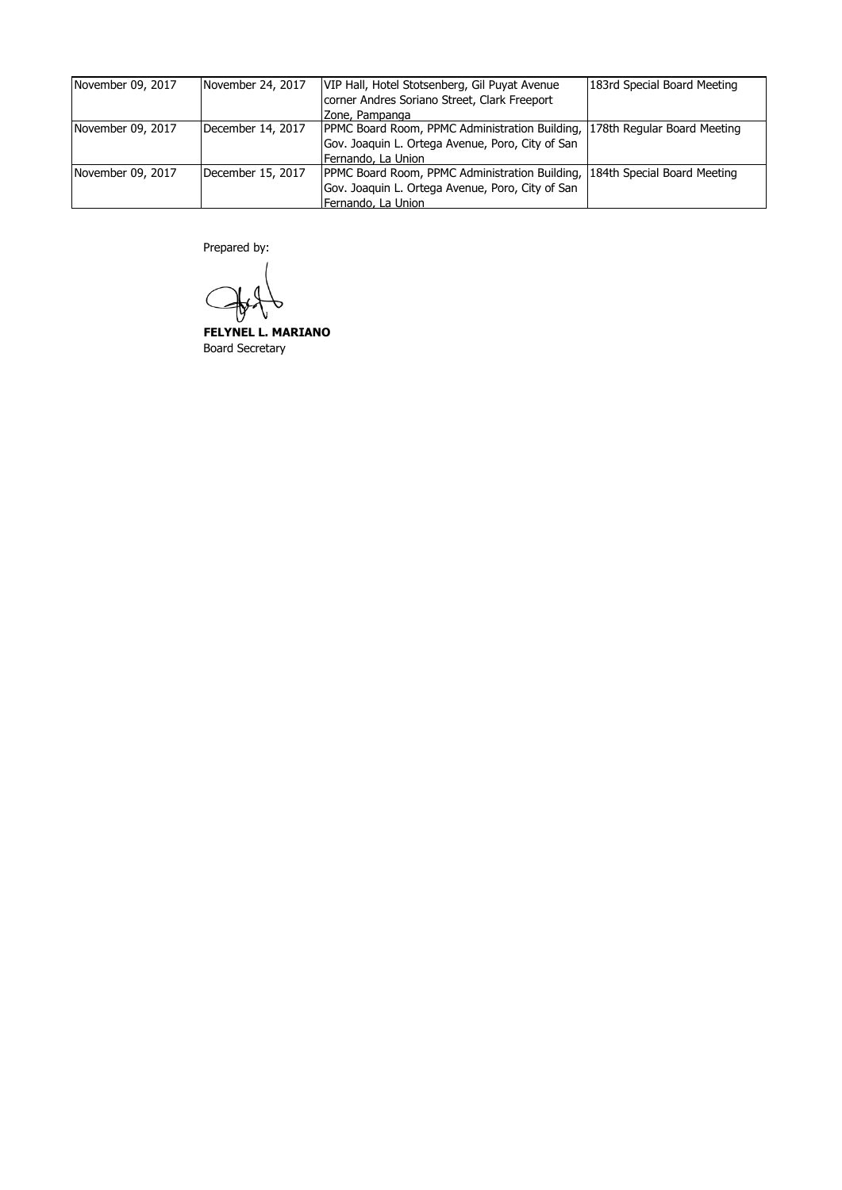| | | | |
|---|---|---|---|
| November 09, 2017 | November 24, 2017 | VIP Hall, Hotel Stotsenberg, Gil Puyat Avenue corner Andres Soriano Street, Clark Freeport Zone, Pampanga | 183rd Special Board Meeting |
| November 09, 2017 | December 14, 2017 | PPMC Board Room, PPMC Administration Building, Gov. Joaquin L. Ortega Avenue, Poro, City of San Fernando, La Union | 178th Regular Board Meeting |
| November 09, 2017 | December 15, 2017 | PPMC Board Room, PPMC Administration Building, Gov. Joaquin L. Ortega Avenue, Poro, City of San Fernando, La Union | 184th Special Board Meeting |

Prepared by:

**FELYNEL L. MARIANO**
Board Secretary